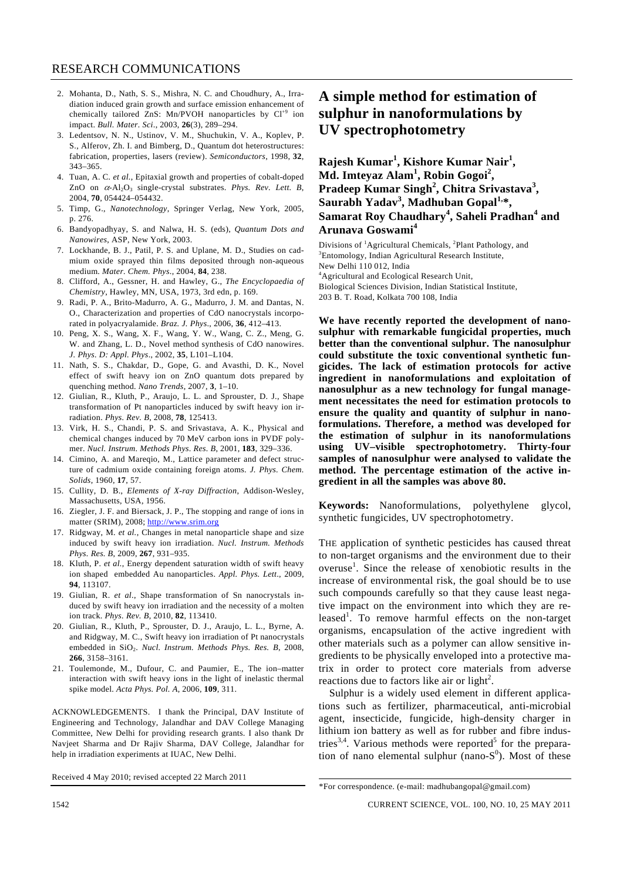2. Mohanta, D., Nath, S. S., Mishra, N. C. and Choudhury, A., Irradiation induced grain growth and surface emission enhancement of chemically tailored ZnS: Mn/PVOH nanoparticles by $Cl^{+9}$ ion impact. *Bull. Mater. Sci.*, 2003, **26**(3), 289–294.
3. Ledentsov, N. N., Ustinov, V. M., Shuchukin, V. A., Koplev, P. S., Alferov, Zh. I. and Bimberg, D., Quantum dot heterostructures: fabrication, properties, lasers (review). *Semiconductors*, 1998, **32**, 343–365.
4. Tuan, A. C. *et al.*, Epitaxial growth and properties of cobalt-doped ZnO on $\alpha$-$Al_2O_3$ single-crystal substrates. *Phys. Rev. Lett. B*, 2004, **70**, 054424–054432.
5. Timp, G., *Nanotechnology*, Springer Verlag, New York, 2005, p. 276.
6. Bandyopadhyay, S. and Nalwa, H. S. (eds), *Quantum Dots and Nanowires*, ASP, New York, 2003.
7. Lockhande, B. J., Patil, P. S. and Uplane, M. D., Studies on cadmium oxide sprayed thin films deposited through non-aqueous medium. *Mater. Chem. Phys.*, 2004, **84**, 238.
8. Clifford, A., Gessner, H. and Hawley, G., *The Encyclopaedia of Chemistry*, Hawley, MN, USA, 1973, 3rd edn, p. 169.
9. Radi, P. A., Brito-Madurro, A. G., Madurro, J. M. and Dantas, N. O., Characterization and properties of CdO nanocrystals incorporated in polyacryalamide. *Braz. J. Phys.*, 2006, **36**, 412–413.
10. Peng, X. S., Wang, X. F., Wang, Y. W., Wang, C. Z., Meng, G. W. and Zhang, L. D., Novel method synthesis of CdO nanowires. *J. Phys. D: Appl. Phys.*, 2002, **35**, L101–L104.
11. Nath, S. S., Chakdar, D., Gope, G. and Avasthi, D. K., Novel effect of swift heavy ion on ZnO quantum dots prepared by quenching method. *Nano Trends*, 2007, **3**, 1–10.
12. Giulian, R., Kluth, P., Araujo, L. L. and Sprouster, D. J., Shape transformation of Pt nanoparticles induced by swift heavy ion irradiation. *Phys. Rev. B*, 2008, **78**, 125413.
13. Virk, H. S., Chandi, P. S. and Srivastava, A. K., Physical and chemical changes induced by 70 MeV carbon ions in PVDF polymer. *Nucl. Instrum. Methods Phys. Res. B*, 2001, **183**, 329–336.
14. Cimino, A. and Mareqio, M., Lattice parameter and defect structure of cadmium oxide containing foreign atoms. *J. Phys. Chem. Solids*, 1960, **17**, 57.
15. Cullity, D. B., *Elements of X-ray Diffraction*, Addison-Wesley, Massachusetts, USA, 1956.
16. Ziegler, J. F. and Biersack, J. P., The stopping and range of ions in matter (SRIM), 2008; http://www.srim.org
17. Ridgway, M. *et al.*, Changes in metal nanoparticle shape and size induced by swift heavy ion irradiation. *Nucl. Instrum. Methods Phys. Res. B*, 2009, **267**, 931–935.
18. Kluth, P. *et al.*, Energy dependent saturation width of swift heavy ion shaped embedded Au nanoparticles. *Appl. Phys. Lett.*, 2009, **94**, 113107.
19. Giulian, R. *et al.*, Shape transformation of Sn nanocrystals induced by swift heavy ion irradiation and the necessity of a molten ion track. *Phys. Rev. B*, 2010, **82**, 113410.
20. Giulian, R., Kluth, P., Sprouster, D. J., Araujo, L. L., Byrne, A. and Ridgway, M. C., Swift heavy ion irradiation of Pt nanocrystals embedded in $SiO_2$. *Nucl. Instrum. Methods Phys. Res. B*, 2008, **266**, 3158–3161.
21. Toulemonde, M., Dufour, C. and Paumier, E., The ion–matter interaction with swift heavy ions in the light of inelastic thermal spike model. *Acta Phys. Pol. A*, 2006, **109**, 311.

ACKNOWLEDGEMENTS. I thank the Principal, DAV Institute of Engineering and Technology, Jalandhar and DAV College Managing Committee, New Delhi for providing research grants. I also thank Dr Navjeet Sharma and Dr Rajiv Sharma, DAV College, Jalandhar for help in irradiation experiments at IUAC, New Delhi.

Received 4 May 2010; revised accepted 22 March 2011

# A simple method for estimation of sulphur in nanoformulations by UV spectrophotometry

**Rajesh Kumar[1], Kishore Kumar Nair[1], Md. Imteyaz Alam[1], Robin Gogoi[2], Pradeep Kumar Singh[2], Chitra Srivastava[3], Saurabh Yadav[3], Madhuban Gopal[1,*], Samarat Roy Chaudhary[4], Saheli Pradhan[4] and Arunava Goswami[4]**

Divisions of [1]Agricultural Chemicals, [2]Plant Pathology, and [3]Entomology, Indian Agricultural Research Institute, New Delhi 110 012, India
[4]Agricultural and Ecological Research Unit, Biological Sciences Division, Indian Statistical Institute, 203 B. T. Road, Kolkata 700 108, India

**We have recently reported the development of nanosulphur with remarkable fungicidal properties, much better than the conventional sulphur. The nanosulphur could substitute the toxic conventional synthetic fungicides. The lack of estimation protocols for active ingredient in nanoformulations and exploitation of nanosulphur as a new technology for fungal management necessitates the need for estimation protocols to ensure the quality and quantity of sulphur in nanoformulations. Therefore, a method was developed for the estimation of sulphur in its nanoformulations using UV–visible spectrophotometry. Thirty-four samples of nanosulphur were analysed to validate the method. The percentage estimation of the active ingredient in all the samples was above 80.**

**Keywords:** Nanoformulations, polyethylene glycol, synthetic fungicides, UV spectrophotometry.

THE application of synthetic pesticides has caused threat to non-target organisms and the environment due to their overuse[1]. Since the release of xenobiotic results in the increase of environmental risk, the goal should be to use such compounds carefully so that they cause least negative impact on the environment into which they are released[1]. To remove harmful effects on the non-target organisms, encapsulation of the active ingredient with other materials such as a polymer can allow sensitive ingredients to be physically enveloped into a protective matrix in order to protect core materials from adverse reactions due to factors like air or light[2].

Sulphur is a widely used element in different applications such as fertilizer, pharmaceutical, anti-microbial agent, insecticide, fungicide, high-density charger in lithium ion battery as well as for rubber and fibre industries[3,4]. Various methods were reported[5] for the preparation of nano elemental sulphur (nano-$S^0$). Most of these

\*For correspondence. (e-mail: madhubangopal@gmail.com)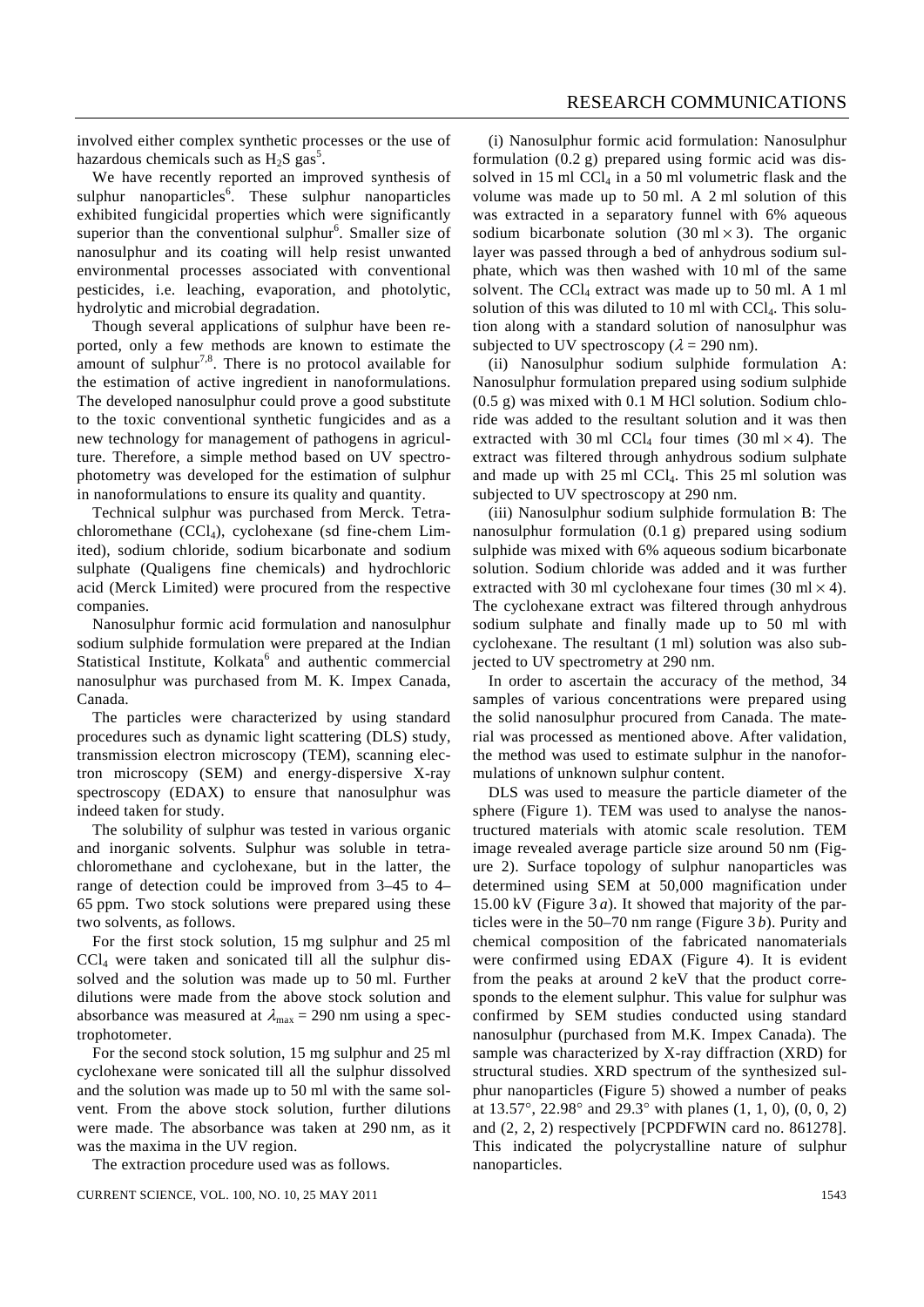involved either complex synthetic processes or the use of hazardous chemicals such as $H_2S$ gas[5].

We have recently reported an improved synthesis of sulphur nanoparticles[6]. These sulphur nanoparticles exhibited fungicidal properties which were significantly superior than the conventional sulphur[6]. Smaller size of nanosulphur and its coating will help resist unwanted environmental processes associated with conventional pesticides, i.e. leaching, evaporation, and photolytic, hydrolytic and microbial degradation.

Though several applications of sulphur have been reported, only a few methods are known to estimate the amount of sulphur[7,8]. There is no protocol available for the estimation of active ingredient in nanoformulations. The developed nanosulphur could prove a good substitute to the toxic conventional synthetic fungicides and as a new technology for management of pathogens in agriculture. Therefore, a simple method based on UV spectrophotometry was developed for the estimation of sulphur in nanoformulations to ensure its quality and quantity.

Technical sulphur was purchased from Merck. Tetrachloromethane ($CCl_4$), cyclohexane (sd fine-chem Limited), sodium chloride, sodium bicarbonate and sodium sulphate (Qualigens fine chemicals) and hydrochloric acid (Merck Limited) were procured from the respective companies.

Nanosulphur formic acid formulation and nanosulphur sodium sulphide formulation were prepared at the Indian Statistical Institute, Kolkata[6] and authentic commercial nanosulphur was purchased from M. K. Impex Canada, Canada.

The particles were characterized by using standard procedures such as dynamic light scattering (DLS) study, transmission electron microscopy (TEM), scanning electron microscopy (SEM) and energy-dispersive X-ray spectroscopy (EDAX) to ensure that nanosulphur was indeed taken for study.

The solubility of sulphur was tested in various organic and inorganic solvents. Sulphur was soluble in tetrachloromethane and cyclohexane, but in the latter, the range of detection could be improved from 3–45 to 4–65 ppm. Two stock solutions were prepared using these two solvents, as follows.

For the first stock solution, 15 mg sulphur and 25 ml $CCl_4$ were taken and sonicated till all the sulphur dissolved and the solution was made up to 50 ml. Further dilutions were made from the above stock solution and absorbance was measured at $\lambda_{max} = 290$ nm using a spectrophotometer.

For the second stock solution, 15 mg sulphur and 25 ml cyclohexane were sonicated till all the sulphur dissolved and the solution was made up to 50 ml with the same solvent. From the above stock solution, further dilutions were made. The absorbance was taken at 290 nm, as it was the maxima in the UV region.

The extraction procedure used was as follows.

(i) Nanosulphur formic acid formulation: Nanosulphur formulation (0.2 g) prepared using formic acid was dissolved in 15 ml $CCl_4$ in a 50 ml volumetric flask and the volume was made up to 50 ml. A 2 ml solution of this was extracted in a separatory funnel with 6% aqueous sodium bicarbonate solution (30 ml × 3). The organic layer was passed through a bed of anhydrous sodium sulphate, which was then washed with 10 ml of the same solvent. The $CCl_4$ extract was made up to 50 ml. A 1 ml solution of this was diluted to 10 ml with $CCl_4$. This solution along with a standard solution of nanosulphur was subjected to UV spectroscopy ($\lambda = 290$ nm).

(ii) Nanosulphur sodium sulphide formulation A: Nanosulphur formulation prepared using sodium sulphide (0.5 g) was mixed with 0.1 M HCl solution. Sodium chloride was added to the resultant solution and it was then extracted with 30 ml $CCl_4$ four times (30 ml × 4). The extract was filtered through anhydrous sodium sulphate and made up with 25 ml $CCl_4$. This 25 ml solution was subjected to UV spectroscopy at 290 nm.

(iii) Nanosulphur sodium sulphide formulation B: The nanosulphur formulation (0.1 g) prepared using sodium sulphide was mixed with 6% aqueous sodium bicarbonate solution. Sodium chloride was added and it was further extracted with 30 ml cyclohexane four times (30 ml × 4). The cyclohexane extract was filtered through anhydrous sodium sulphate and finally made up to 50 ml with cyclohexane. The resultant (1 ml) solution was also subjected to UV spectrometry at 290 nm.

In order to ascertain the accuracy of the method, 34 samples of various concentrations were prepared using the solid nanosulphur procured from Canada. The material was processed as mentioned above. After validation, the method was used to estimate sulphur in the nanoformulations of unknown sulphur content.

DLS was used to measure the particle diameter of the sphere (Figure 1). TEM was used to analyse the nanostructured materials with atomic scale resolution. TEM image revealed average particle size around 50 nm (Figure 2). Surface topology of sulphur nanoparticles was determined using SEM at 50,000 magnification under 15.00 kV (Figure 3 *a*). It showed that majority of the particles were in the 50–70 nm range (Figure 3 *b*). Purity and chemical composition of the fabricated nanomaterials were confirmed using EDAX (Figure 4). It is evident from the peaks at around 2 keV that the product corresponds to the element sulphur. This value for sulphur was confirmed by SEM studies conducted using standard nanosulphur (purchased from M.K. Impex Canada). The sample was characterized by X-ray diffraction (XRD) for structural studies. XRD spectrum of the synthesized sulphur nanoparticles (Figure 5) showed a number of peaks at 13.57°, 22.98° and 29.3° with planes (1, 1, 0), (0, 0, 2) and (2, 2, 2) respectively [PCPDFWIN card no. 861278]. This indicated the polycrystalline nature of sulphur nanoparticles.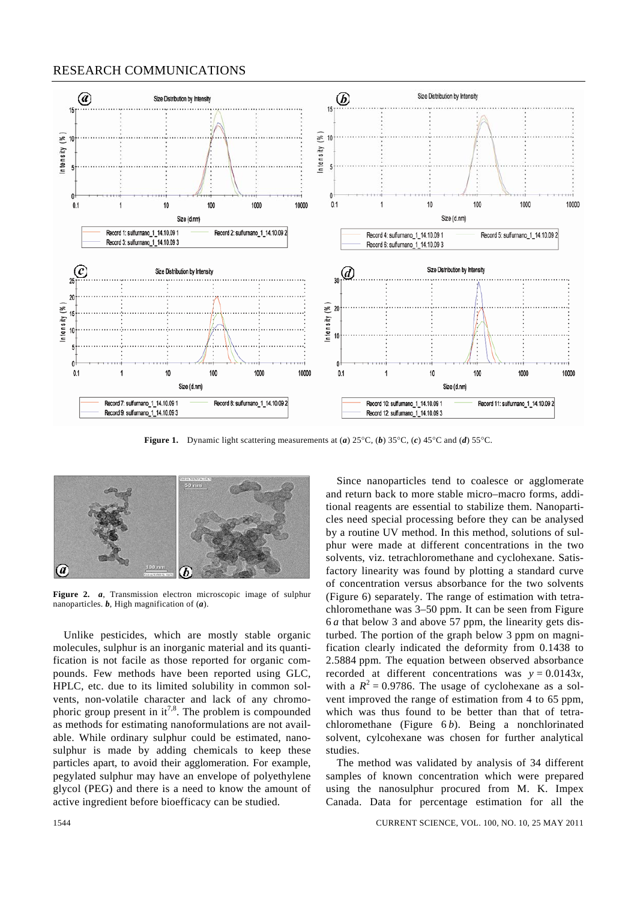**Figure 1.** Dynamic light scattering measurements at (***a***) 25°C, (***b***) 35°C, (***c***) 45°C and (***d***) 55°C.

**Figure 2.** ***a***, Transmission electron microscopic image of sulphur nanoparticles. ***b***, High magnification of (***a***).

Unlike pesticides, which are mostly stable organic molecules, sulphur is an inorganic material and its quantification is not facile as those reported for organic compounds. Few methods have been reported using GLC, HPLC, etc. due to its limited solubility in common solvents, non-volatile character and lack of any chromophoric group present in it[7,8]. The problem is compounded as methods for estimating nanoformulations are not available. While ordinary sulphur could be estimated, nanosulphur is made by adding chemicals to keep these particles apart, to avoid their agglomeration. For example, pegylated sulphur may have an envelope of polyethylene glycol (PEG) and there is a need to know the amount of active ingredient before bioefficacy can be studied.

Since nanoparticles tend to coalesce or agglomerate and return back to more stable micro–macro forms, additional reagents are essential to stabilize them. Nanoparticles need special processing before they can be analysed by a routine UV method. In this method, solutions of sulphur were made at different concentrations in the two solvents, viz. tetrachloromethane and cyclohexane. Satisfactory linearity was found by plotting a standard curve of concentration versus absorbance for the two solvents (Figure 6) separately. The range of estimation with tetrachloromethane was 3–50 ppm. It can be seen from Figure 6 *a* that below 3 and above 57 ppm, the linearity gets disturbed. The portion of the graph below 3 ppm on magnification clearly indicated the deformity from 0.1438 to 2.5884 ppm. The equation between observed absorbance recorded at different concentrations was $y = 0.0143x$, with a $R^2 = 0.9786$. The usage of cyclohexane as a solvent improved the range of estimation from 4 to 65 ppm, which was thus found to be better than that of tetrachloromethane (Figure 6 *b*). Being a nonchlorinated solvent, cylcohexane was chosen for further analytical studies.

The method was validated by analysis of 34 different samples of known concentration which were prepared using the nanosulphur procured from M. K. Impex Canada. Data for percentage estimation for all the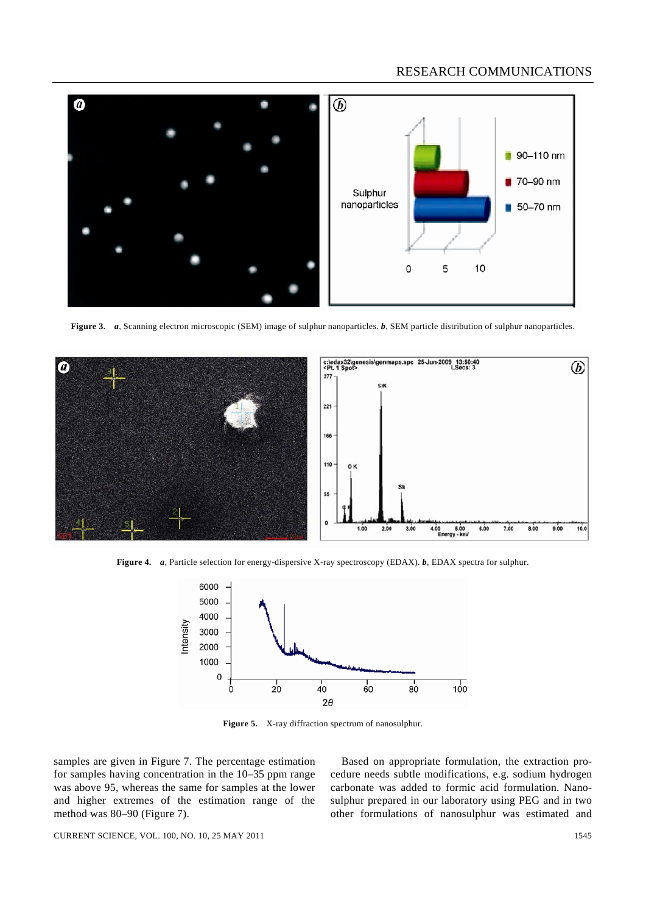**Figure 3.** *a*, Scanning electron microscopic (SEM) image of sulphur nanoparticles. *b*, SEM particle distribution of sulphur nanoparticles.

**Figure 4.** *a*, Particle selection for energy-dispersive X-ray spectroscopy (EDAX). *b*, EDAX spectra for sulphur.

**Figure 5.** X-ray diffraction spectrum of nanosulphur.

samples are given in Figure 7. The percentage estimation for samples having concentration in the 10–35 ppm range was above 95, whereas the same for samples at the lower and higher extremes of the estimation range of the method was 80–90 (Figure 7).

Based on appropriate formulation, the extraction procedure needs subtle modifications, e.g. sodium hydrogen carbonate was added to formic acid formulation. Nanosulphur prepared in our laboratory using PEG and in two other formulations of nanosulphur was estimated and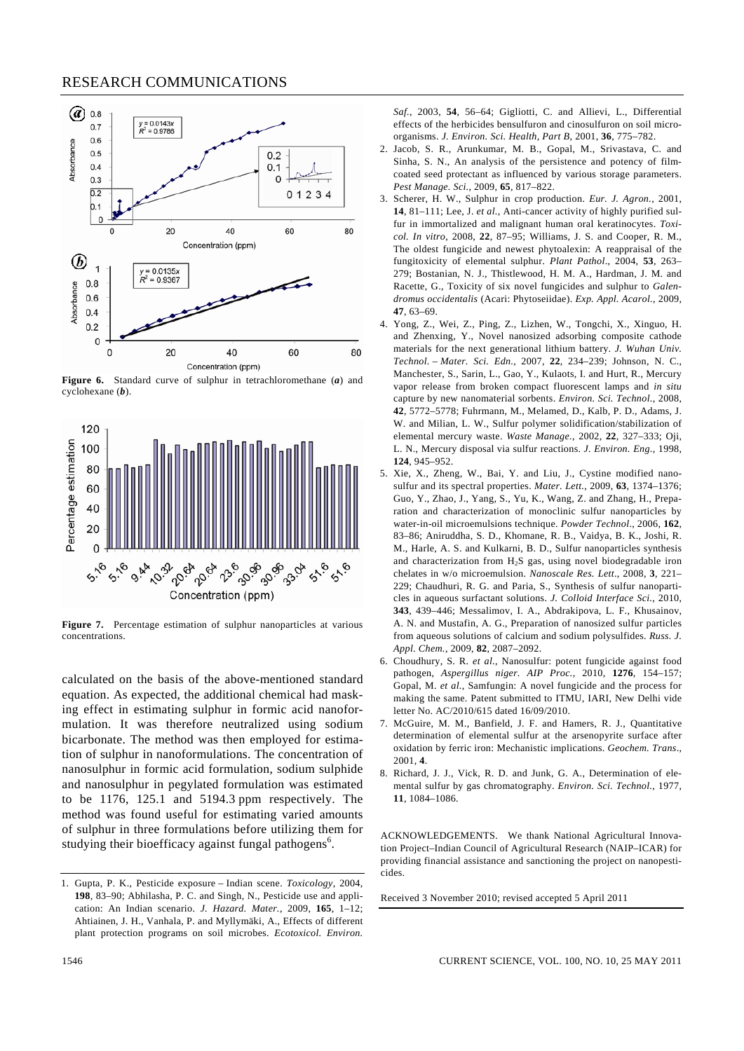Figure 6. Standard curve of sulphur in tetrachloromethane (*a*) and cyclohexane (*b*).

Figure 7. Percentage estimation of sulphur nanoparticles at various concentrations.

calculated on the basis of the above-mentioned standard equation. As expected, the additional chemical had masking effect in estimating sulphur in formic acid nanoformulation. It was therefore neutralized using sodium bicarbonate. The method was then employed for estimation of sulphur in nanoformulations. The concentration of nanosulphur in formic acid formulation, sodium sulphide and nanosulphur in pegylated formulation was estimated to be 1176, 125.1 and 5194.3 ppm respectively. The method was found useful for estimating varied amounts of sulphur in three formulations before utilizing them for studying their bioefficacy against fungal pathogens[6].

1. Gupta, P. K., Pesticide exposure – Indian scene. *Toxicology*, 2004, **198**, 83–90; Abhilasha, P. C. and Singh, N., Pesticide use and application: An Indian scenario. *J. Hazard. Mater.*, 2009, **165**, 1–12; Ahtiainen, J. H., Vanhala, P. and Myllymäki, A., Effects of different plant protection programs on soil microbes. *Ecotoxicol. Environ. Saf.*, 2003, **54**, 56–64; Gigliotti, C. and Allievi, L., Differential effects of the herbicides bensulfuron and cinosulfuron on soil microorganisms. *J. Environ. Sci. Health, Part B*, 2001, **36**, 775–782.
2. Jacob, S. R., Arunkumar, M. B., Gopal, M., Srivastava, C. and Sinha, S. N., An analysis of the persistence and potency of film-coated seed protectant as influenced by various storage parameters. *Pest Manage. Sci.*, 2009, **65**, 817–822.
3. Scherer, H. W., Sulphur in crop production. *Eur. J. Agron.*, 2001, **14**, 81–111; Lee, J. *et al.*, Anti-cancer activity of highly purified sulfur in immortalized and malignant human oral keratinocytes. *Toxicol. In vitro*, 2008, **22**, 87–95; Williams, J. S. and Cooper, R. M., The oldest fungicide and newest phytoalexin: A reappraisal of the fungitoxicity of elemental sulphur. *Plant Pathol*., 2004, **53**, 263–279; Bostanian, N. J., Thistlewood, H. M. A., Hardman, J. M. and Racette, G., Toxicity of six novel fungicides and sulphur to *Galendromus occidentalis* (Acari: Phytoseiidae). *Exp. Appl. Acarol.*, 2009, **47**, 63–69.
4. Yong, Z., Wei, Z., Ping, Z., Lizhen, W., Tongchi, X., Xinguo, H. and Zhenxing, Y., Novel nanosized adsorbing composite cathode materials for the next generational lithium battery. *J. Wuhan Univ. Technol. – Mater. Sci. Edn.*, 2007, **22**, 234–239; Johnson, N. C., Manchester, S., Sarin, L., Gao, Y., Kulaots, I. and Hurt, R., Mercury vapor release from broken compact fluorescent lamps and *in situ* capture by new nanomaterial sorbents. *Environ. Sci. Technol.*, 2008, **42**, 5772–5778; Fuhrmann, M., Melamed, D., Kalb, P. D., Adams, J. W. and Milian, L. W., Sulfur polymer solidification/stabilization of elemental mercury waste. *Waste Manage.*, 2002, **22**, 327–333; Oji, L. N., Mercury disposal via sulfur reactions. *J. Environ. Eng.*, 1998, **124**, 945–952.
5. Xie, X., Zheng, W., Bai, Y. and Liu, J., Cystine modified nanosulfur and its spectral properties. *Mater. Lett.*, 2009, **63**, 1374–1376; Guo, Y., Zhao, J., Yang, S., Yu, K., Wang, Z. and Zhang, H., Preparation and characterization of monoclinic sulfur nanoparticles by water-in-oil microemulsions technique. *Powder Technol*., 2006, **162**, 83–86; Aniruddha, S. D., Khomane, R. B., Vaidya, B. K., Joshi, R. M., Harle, A. S. and Kulkarni, B. D., Sulfur nanoparticles synthesis and characterization from $H_2S$ gas, using novel biodegradable iron chelates in w/o microemulsion. *Nanoscale Res. Lett*., 2008, **3**, 221–229; Chaudhuri, R. G. and Paria, S., Synthesis of sulfur nanoparticles in aqueous surfactant solutions. *J. Colloid Interface Sci.*, 2010, **343**, 439–446; Messalimov, I. A., Abdrakipova, L. F., Khusainov, A. N. and Mustafin, A. G., Preparation of nanosized sulfur particles from aqueous solutions of calcium and sodium polysulfides. *Russ. J. Appl. Chem.*, 2009, **82**, 2087–2092.
6. Choudhury, S. R. *et al.*, Nanosulfur: potent fungicide against food pathogen, *Aspergillus niger*. *AIP Proc.*, 2010, **1276**, 154–157; Gopal, M. *et al.*, Samfungin: A novel fungicide and the process for making the same. Patent submitted to ITMU, IARI, New Delhi vide letter No. AC/2010/615 dated 16/09/2010.
7. McGuire, M. M., Banfield, J. F. and Hamers, R. J., Quantitative determination of elemental sulfur at the arsenopyrite surface after oxidation by ferric iron: Mechanistic implications. *Geochem. Trans*., 2001, **4**.
8. Richard, J. J., Vick, R. D. and Junk, G. A., Determination of elemental sulfur by gas chromatography. *Environ. Sci. Technol.*, 1977, **11**, 1084–1086.

ACKNOWLEDGEMENTS. We thank National Agricultural Innovation Project–Indian Council of Agricultural Research (NAIP–ICAR) for providing financial assistance and sanctioning the project on nanopesticides.

Received 3 November 2010; revised accepted 5 April 2011